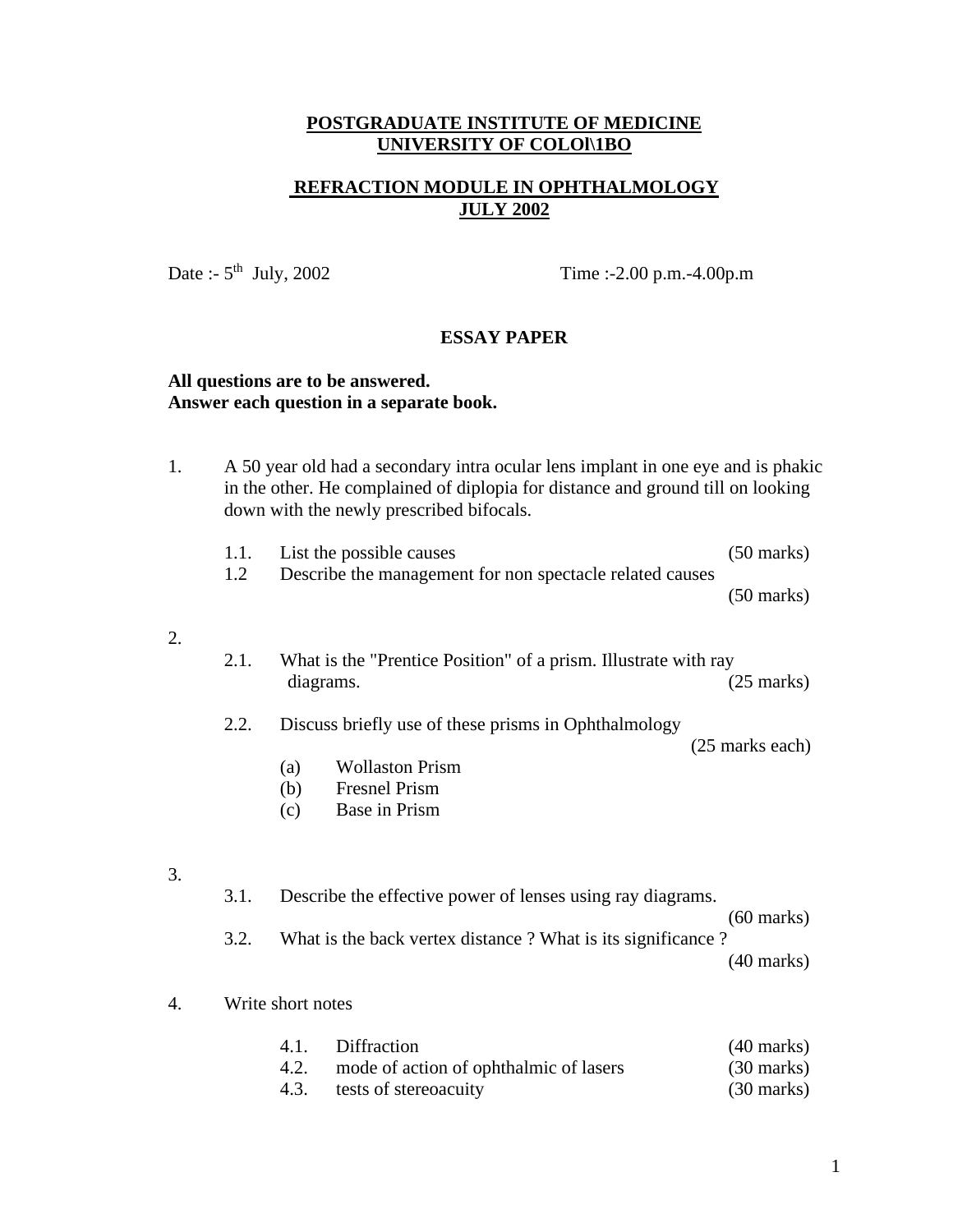**POSTGRADUATE INSTITUTE OF MEDICINE**
**UNIVERSITY OF COLOl\1BO**

**REFRACTION MODULE IN OPHTHALMOLOGY**
**JULY 2002**

Date :- 5th July, 2002 Time :-2.00 p.m.-4.00p.m

**ESSAY PAPER**

**All questions are to be answered.**
**Answer each question in a separate book.**

1. A 50 year old had a secondary intra ocular lens implant in one eye and is phakic in the other. He complained of diplopia for distance and ground till on looking down with the newly prescribed bifocals.

   1.1. List the possible causes (50 marks)

   1.2 Describe the management for non spectacle related causes (50 marks)

2.

   2.1. What is the "Prentice Position" of a prism. Illustrate with ray diagrams. (25 marks)

   2.2. Discuss briefly use of these prisms in Ophthalmology (25 marks each)

   (a) Wollaston Prism

   (b) Fresnel Prism

   (c) Base in Prism

3.

   3.1. Describe the effective power of lenses using ray diagrams. (60 marks)

   3.2. What is the back vertex distance ? What is its significance ? (40 marks)

4. Write short notes

   4.1. Diffraction (40 marks)

   4.2. mode of action of ophthalmic of lasers (30 marks)

   4.3. tests of stereoacuity (30 marks)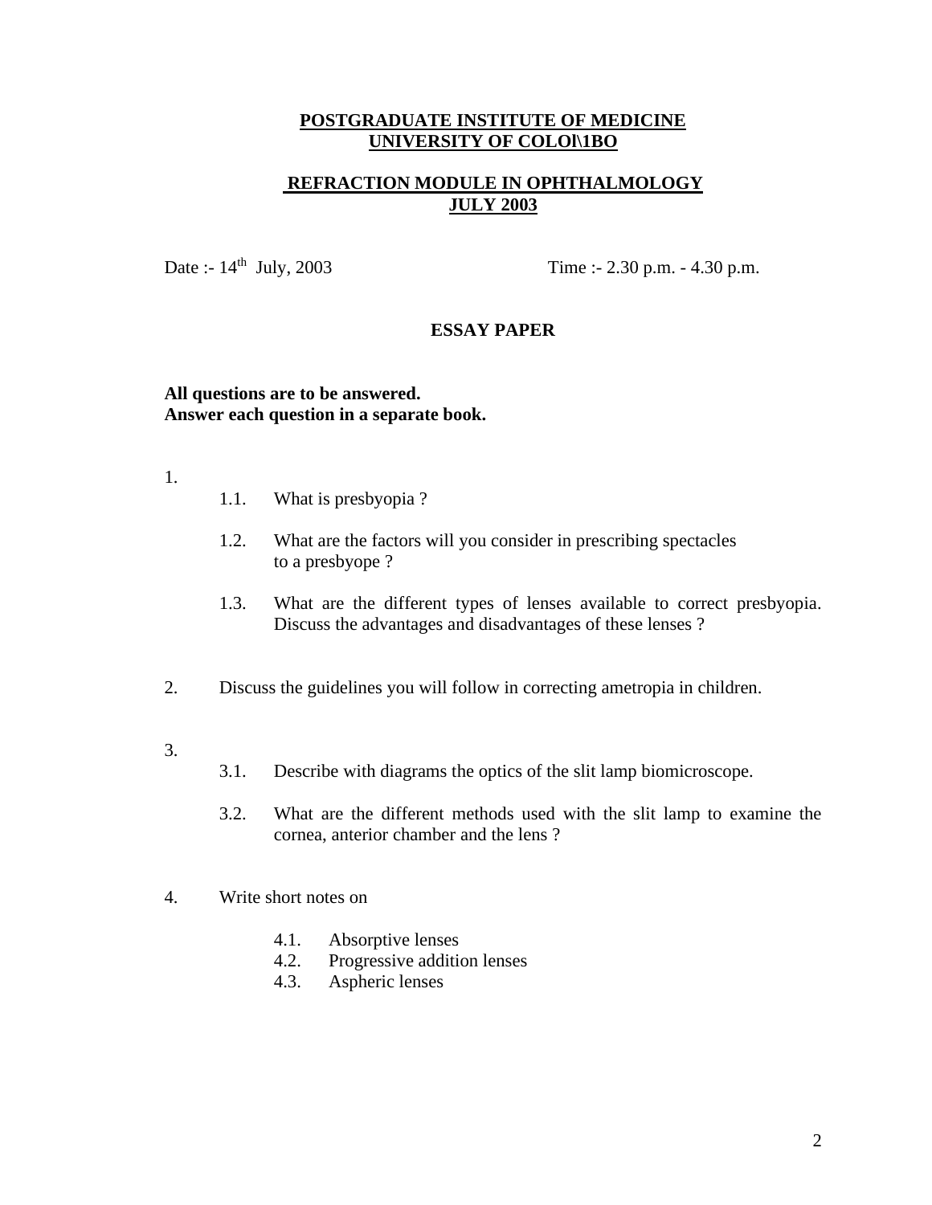**POSTGRADUATE INSTITUTE OF MEDICINE**
**UNIVERSITY OF COLOl\1BO**

**REFRACTION MODULE IN OPHTHALMOLOGY**
**JULY 2003**

Date :- 14th July, 2003 Time :- 2.30 p.m. - 4.30 p.m.

**ESSAY PAPER**

**All questions are to be answered.**
**Answer each question in a separate book.**

1.

1.1. What is presbyopia ?

1.2. What are the factors will you consider in prescribing spectacles to a presbyope ?

1.3. What are the different types of lenses available to correct presbyopia. Discuss the advantages and disadvantages of these lenses ?

2. Discuss the guidelines you will follow in correcting ametropia in children.

3.

3.1. Describe with diagrams the optics of the slit lamp biomicroscope.

3.2. What are the different methods used with the slit lamp to examine the cornea, anterior chamber and the lens ?

4. Write short notes on

4.1. Absorptive lenses
4.2. Progressive addition lenses
4.3. Aspheric lenses